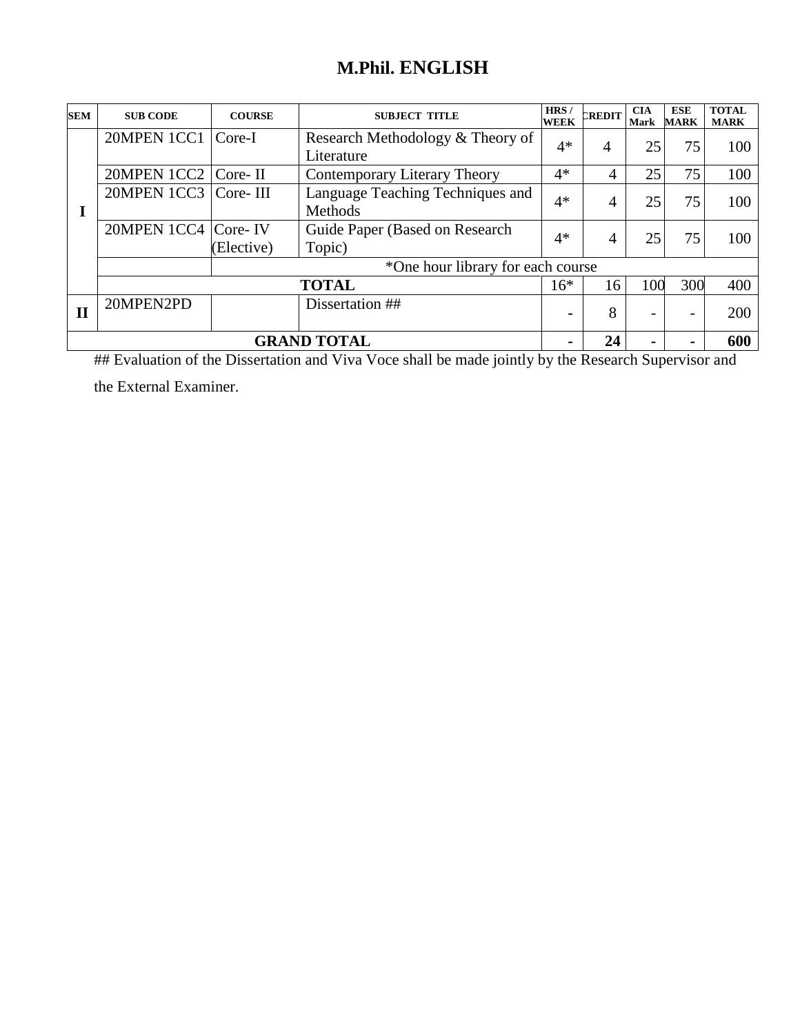# M.Phil. ENGLISH

| SEM | SUB CODE | COURSE | SUBJECT TITLE | HRS / WEEK | CREDIT | CIA Mark | ESE MARK | TOTAL MARK |
|---|---|---|---|---|---|---|---|---|
| I | 20MPEN 1CC1 | Core-I | Research Methodology & Theory of Literature | 4* | 4 | 25 | 75 | 100 |
| | 20MPEN 1CC2 | Core- II | Contemporary Literary Theory | 4* | 4 | 25 | 75 | 100 |
| | 20MPEN 1CC3 | Core- III | Language Teaching Techniques and Methods | 4* | 4 | 25 | 75 | 100 |
| | 20MPEN 1CC4 | Core- IV (Elective) | Guide Paper (Based on Research Topic) | 4* | 4 | 25 | 75 | 100 |
| | | *One hour library for each course | | | | | | |
| | **TOTAL** | | | 16* | 16 | 100 | 300 | 400 |
| II | 20MPEN2PD | | Dissertation ## | - | 8 | - | - | 200 |
| **GRAND TOTAL** | | | | **-** | **24** | **-** | **-** | **600** |

## Evaluation of the Dissertation and Viva Voce shall be made jointly by the Research Supervisor and the External Examiner.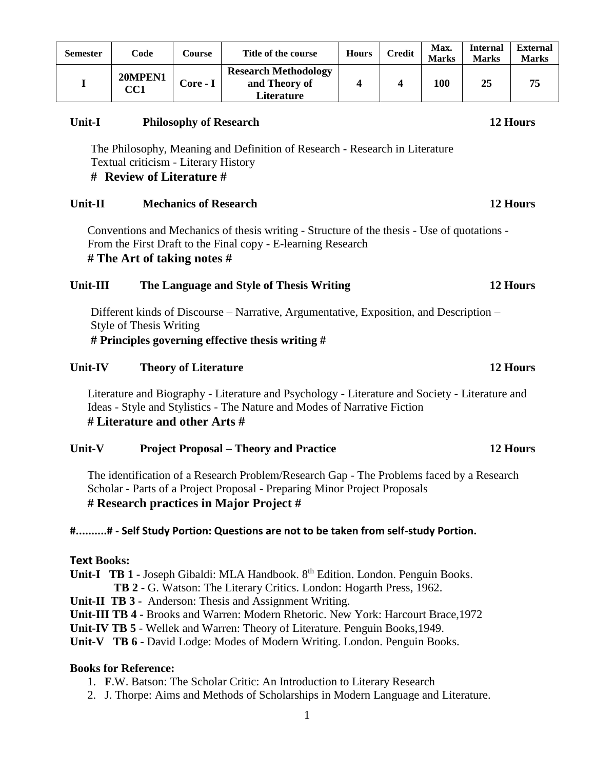| Semester | Code | Course | Title of the course | Hours | Credit | Max. Marks | Internal Marks | External Marks |
|---|---|---|---|---|---|---|---|---|
| I | 20MPEN1 CC1 | Core - I | Research Methodology and Theory of Literature | 4 | 4 | 100 | 25 | 75 |

**Unit-I Philosophy of Research 12 Hours**

The Philosophy, Meaning and Definition of Research - Research in Literature
Textual criticism - Literary History

**# Review of Literature #**

**Unit-II Mechanics of Research 12 Hours**

Conventions and Mechanics of thesis writing - Structure of the thesis - Use of quotations - From the First Draft to the Final copy - E-learning Research

**# The Art of taking notes #**

**Unit-III The Language and Style of Thesis Writing 12 Hours**

Different kinds of Discourse – Narrative, Argumentative, Exposition, and Description – Style of Thesis Writing

**# Principles governing effective thesis writing #**

**Unit-IV Theory of Literature 12 Hours**

Literature and Biography - Literature and Psychology - Literature and Society - Literature and Ideas - Style and Stylistics - The Nature and Modes of Narrative Fiction

**# Literature and other Arts #**

**Unit-V Project Proposal – Theory and Practice 12 Hours**

The identification of a Research Problem/Research Gap - The Problems faced by a Research Scholar - Parts of a Project Proposal - Preparing Minor Project Proposals

**# Research practices in Major Project #**

**#..........# - Self Study Portion: Questions are not to be taken from self-study Portion.**

**Text Books:**

**Unit-I TB 1 -** Joseph Gibaldi: MLA Handbook. 8th Edition. London. Penguin Books.
**TB 2 -** G. Watson: The Literary Critics. London: Hogarth Press, 1962.
**Unit-II TB 3 -** Anderson: Thesis and Assignment Writing.
**Unit-III TB 4 -** Brooks and Warren: Modern Rhetoric. New York: Harcourt Brace,1972
**Unit-IV TB 5** - Wellek and Warren: Theory of Literature. Penguin Books,1949.
**Unit-V TB 6** - David Lodge: Modes of Modern Writing. London. Penguin Books.

**Books for Reference:**

1. **F**.W. Batson: The Scholar Critic: An Introduction to Literary Research
2. J. Thorpe: Aims and Methods of Scholarships in Modern Language and Literature.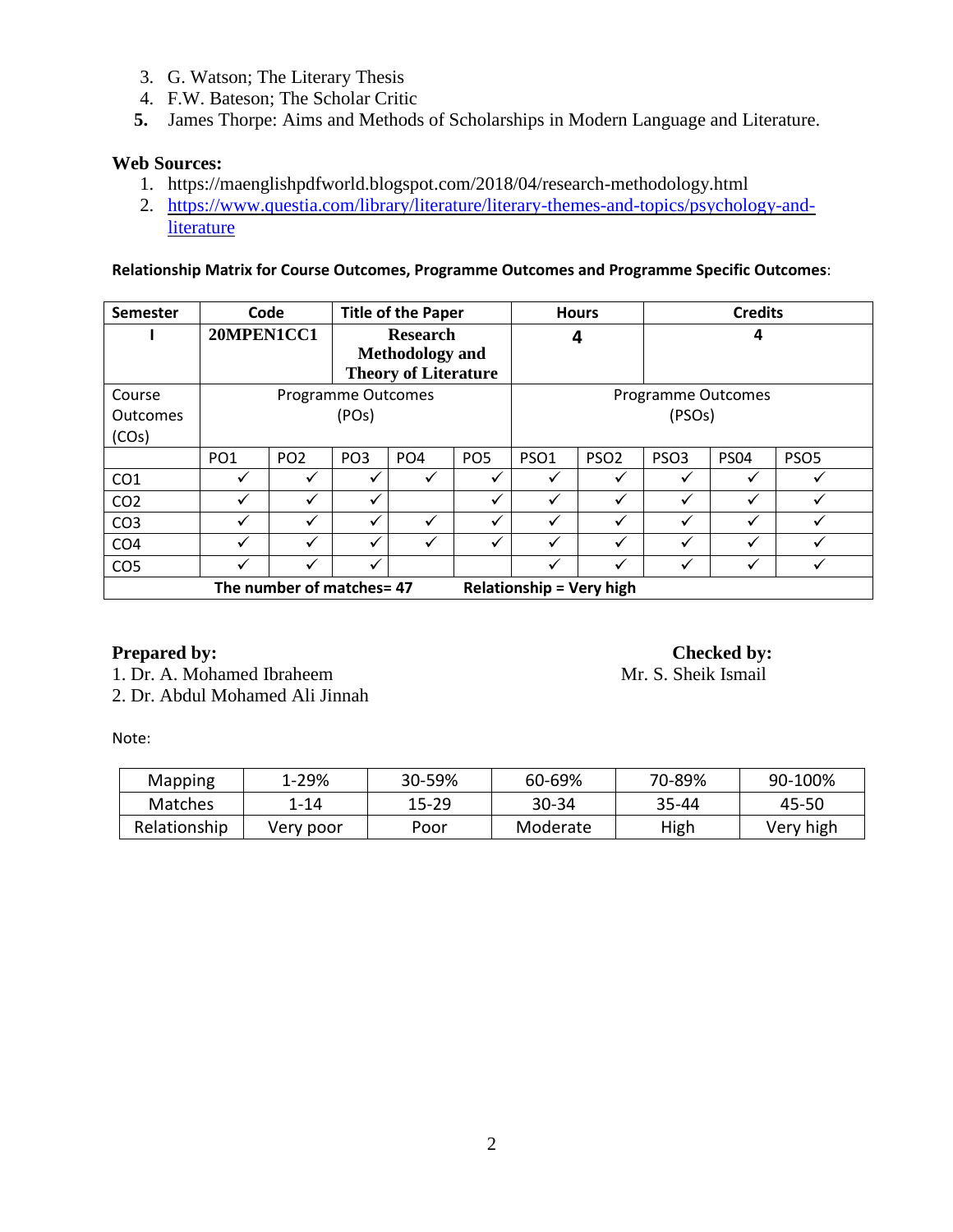3. G. Watson; The Literary Thesis
4. F.W. Bateson; The Scholar Critic
5. James Thorpe: Aims and Methods of Scholarships in Modern Language and Literature.

**Web Sources:**

1. https://maenglishpdfworld.blogspot.com/2018/04/research-methodology.html
2. https://www.questia.com/library/literature/literary-themes-and-topics/psychology-and-literature

**Relationship Matrix for Course Outcomes, Programme Outcomes and Programme Specific Outcomes**:

| Semester | Code | | Title of the Paper | | | Hours | | Credits | | |
|---|---|---|---|---|---|---|---|---|---|---|
| I | 20MPEN1CC1 | | Research Methodology and Theory of Literature | | | 4 | | 4 | | |
| Course Outcomes (COs) | Programme Outcomes (POs) | | | | | Programme Outcomes (PSOs) | | | | |
| | PO1 | PO2 | PO3 | PO4 | PO5 | PSO1 | PSO2 | PSO3 | PS04 | PSO5 |
| CO1 | ✓ | ✓ | ✓ | ✓ | ✓ | ✓ | ✓ | ✓ | ✓ | ✓ |
| CO2 | ✓ | ✓ | ✓ | | ✓ | ✓ | ✓ | ✓ | ✓ | ✓ |
| CO3 | ✓ | ✓ | ✓ | ✓ | ✓ | ✓ | ✓ | ✓ | ✓ | ✓ |
| CO4 | ✓ | ✓ | ✓ | ✓ | ✓ | ✓ | ✓ | ✓ | ✓ | ✓ |
| CO5 | ✓ | ✓ | ✓ | | | ✓ | ✓ | ✓ | ✓ | ✓ |
| The number of matches= 47 | | | | | | Relationship = Very high | | | | |

**Prepared by:**
1. Dr. A. Mohamed Ibraheem
2. Dr. Abdul Mohamed Ali Jinnah

**Checked by:**
Mr. S. Sheik Ismail

Note:

| Mapping | 1-29% | 30-59% | 60-69% | 70-89% | 90-100% |
|---|---|---|---|---|---|
| Matches | 1-14 | 15-29 | 30-34 | 35-44 | 45-50 |
| Relationship | Very poor | Poor | Moderate | High | Very high |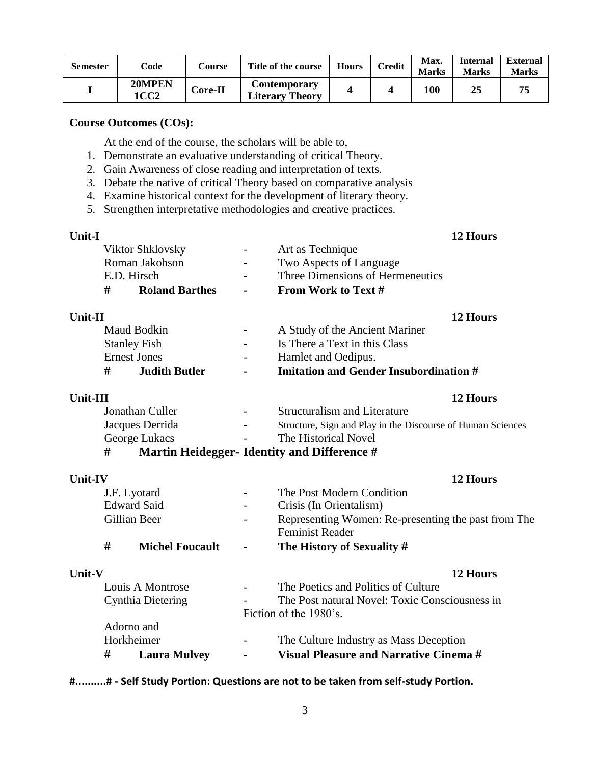| Semester | Code | Course | Title of the course | Hours | Credit | Max. Marks | Internal Marks | External Marks |
|---|---|---|---|---|---|---|---|---|
| I | 20MPEN 1CC2 | Core-II | Contemporary Literary Theory | 4 | 4 | 100 | 25 | 75 |

**Course Outcomes (COs):**

At the end of the course, the scholars will be able to,

1. Demonstrate an evaluative understanding of critical Theory.
2. Gain Awareness of close reading and interpretation of texts.
3. Debate the native of critical Theory based on comparative analysis
4. Examine historical context for the development of literary theory.
5. Strengthen interpretative methodologies and creative practices.

**Unit-I** **12 Hours**

Viktor Shklovsky - Art as Technique
Roman Jakobson - Two Aspects of Language
E.D. Hirsch - Three Dimensions of Hermeneutics
**# Roland Barthes - From Work to Text #**

**Unit-II** **12 Hours**

Maud Bodkin - A Study of the Ancient Mariner
Stanley Fish - Is There a Text in this Class
Ernest Jones - Hamlet and Oedipus.
**# Judith Butler - Imitation and Gender Insubordination #**

**Unit-III** **12 Hours**

Jonathan Culler - Structuralism and Literature
Jacques Derrida - Structure, Sign and Play in the Discourse of Human Sciences
George Lukacs - The Historical Novel
**# Martin Heidegger- Identity and Difference #**

**Unit-IV** **12 Hours**

J.F. Lyotard - The Post Modern Condition
Edward Said - Crisis (In Orientalism)
Gillian Beer - Representing Women: Re-presenting the past from The Feminist Reader
**# Michel Foucault - The History of Sexuality #**

**Unit-V** **12 Hours**

Louis A Montrose - The Poetics and Politics of Culture
Cynthia Dietering - The Post natural Novel: Toxic Consciousness in Fiction of the 1980's.
Adorno and Horkheimer - The Culture Industry as Mass Deception
**# Laura Mulvey - Visual Pleasure and Narrative Cinema #**

**#..........# - Self Study Portion: Questions are not to be taken from self-study Portion.**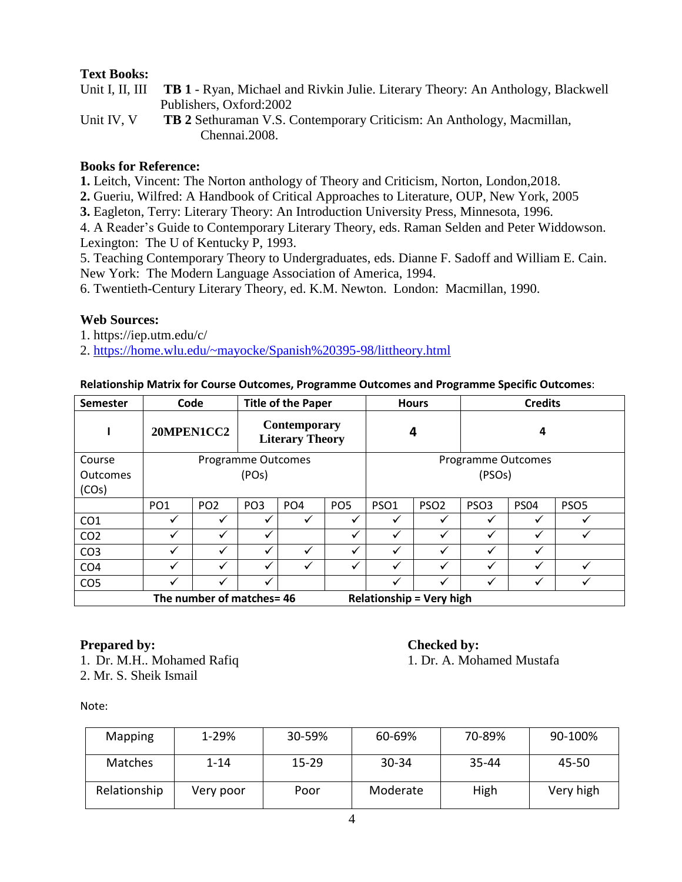**Text Books:**

Unit I, II, III **TB 1** - Ryan, Michael and Rivkin Julie. Literary Theory: An Anthology, Blackwell Publishers, Oxford:2002

Unit IV, V **TB 2** Sethuraman V.S. Contemporary Criticism: An Anthology, Macmillan, Chennai.2008.

**Books for Reference:**

**1.** Leitch, Vincent: The Norton anthology of Theory and Criticism, Norton, London,2018.
**2.** Gueriu, Wilfred: A Handbook of Critical Approaches to Literature, OUP, New York, 2005
**3.** Eagleton, Terry: Literary Theory: An Introduction University Press, Minnesota, 1996.
4. A Reader's Guide to Contemporary Literary Theory, eds. Raman Selden and Peter Widdowson. Lexington: The U of Kentucky P, 1993.
5. Teaching Contemporary Theory to Undergraduates, eds. Dianne F. Sadoff and William E. Cain. New York: The Modern Language Association of America, 1994.
6. Twentieth-Century Literary Theory, ed. K.M. Newton. London: Macmillan, 1990.

**Web Sources:**

1. https://iep.utm.edu/c/
2. https://home.wlu.edu/~mayocke/Spanish%20395-98/littheory.html

**Relationship Matrix for Course Outcomes, Programme Outcomes and Programme Specific Outcomes**:

| Semester | Code | | Title of the Paper | | Hours | | Credits | | |
|---|---|---|---|---|---|---|---|---|---|
| I | 20MPEN1CC2 | | Contemporary Literary Theory | | 4 | | 4 | | |
| Course Outcomes (COs) | Programme Outcomes (POs) | | | | Programme Outcomes (PSOs) | | | | |
| | PO1 | PO2 | PO3 | PO4 | PO5 | PSO1 | PSO2 | PSO3 | PS04 | PSO5 |
| CO1 | ✓ | ✓ | ✓ | ✓ | ✓ | ✓ | ✓ | ✓ | ✓ | ✓ |
| CO2 | ✓ | ✓ | ✓ | | ✓ | ✓ | ✓ | ✓ | ✓ | ✓ |
| CO3 | ✓ | ✓ | ✓ | ✓ | ✓ | ✓ | ✓ | ✓ | ✓ | |
| CO4 | ✓ | ✓ | ✓ | ✓ | ✓ | ✓ | ✓ | ✓ | ✓ | ✓ |
| CO5 | ✓ | ✓ | ✓ | | | ✓ | ✓ | ✓ | ✓ | ✓ |
| The number of matches= 46 | | | | | Relationship = Very high | | | | | |

**Prepared by:**
1. Dr. M.H.. Mohamed Rafiq
2. Mr. S. Sheik Ismail

**Checked by:**
1. Dr. A. Mohamed Mustafa

Note:

| Mapping | 1-29% | 30-59% | 60-69% | 70-89% | 90-100% |
|---|---|---|---|---|---|
| Matches | 1-14 | 15-29 | 30-34 | 35-44 | 45-50 |
| Relationship | Very poor | Poor | Moderate | High | Very high |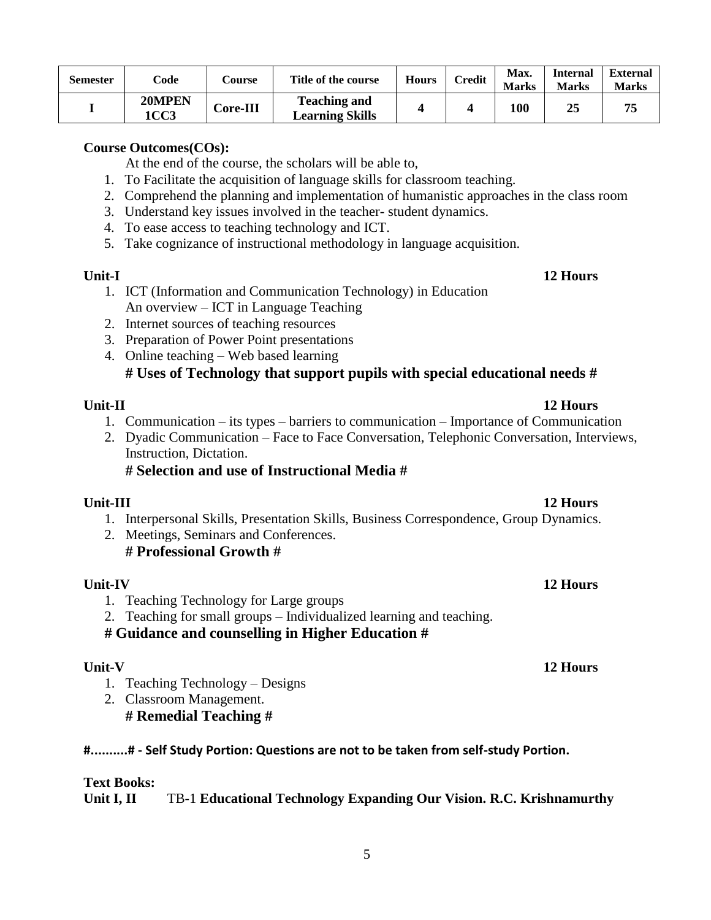| Semester | Code | Course | Title of the course | Hours | Credit | Max. Marks | Internal Marks | External Marks |
|---|---|---|---|---|---|---|---|---|
| I | 20MPEN 1CC3 | Core-III | Teaching and Learning Skills | 4 | 4 | 100 | 25 | 75 |

**Course Outcomes(COs):**

At the end of the course, the scholars will be able to,

1. To Facilitate the acquisition of language skills for classroom teaching.
2. Comprehend the planning and implementation of humanistic approaches in the class room
3. Understand key issues involved in the teacher- student dynamics.
4. To ease access to teaching technology and ICT.
5. Take cognizance of instructional methodology in language acquisition.

**Unit-I** **12 Hours**

1. ICT (Information and Communication Technology) in Education
   An overview – ICT in Language Teaching
2. Internet sources of teaching resources
3. Preparation of Power Point presentations
4. Online teaching – Web based learning

   **# Uses of Technology that support pupils with special educational needs #**

**Unit-II** **12 Hours**

1. Communication – its types – barriers to communication – Importance of Communication
2. Dyadic Communication – Face to Face Conversation, Telephonic Conversation, Interviews, Instruction, Dictation.

   **# Selection and use of Instructional Media #**

**Unit-III** **12 Hours**

1. Interpersonal Skills, Presentation Skills, Business Correspondence, Group Dynamics.
2. Meetings, Seminars and Conferences.

   **# Professional Growth #**

**Unit-IV** **12 Hours**

1. Teaching Technology for Large groups
2. Teaching for small groups – Individualized learning and teaching.

**# Guidance and counselling in Higher Education #**

**Unit-V** **12 Hours**

1. Teaching Technology – Designs
2. Classroom Management.

   **# Remedial Teaching #**

**#..........# - Self Study Portion: Questions are not to be taken from self-study Portion.**

**Text Books:**

**Unit I, II** TB-1 **Educational Technology Expanding Our Vision. R.C. Krishnamurthy**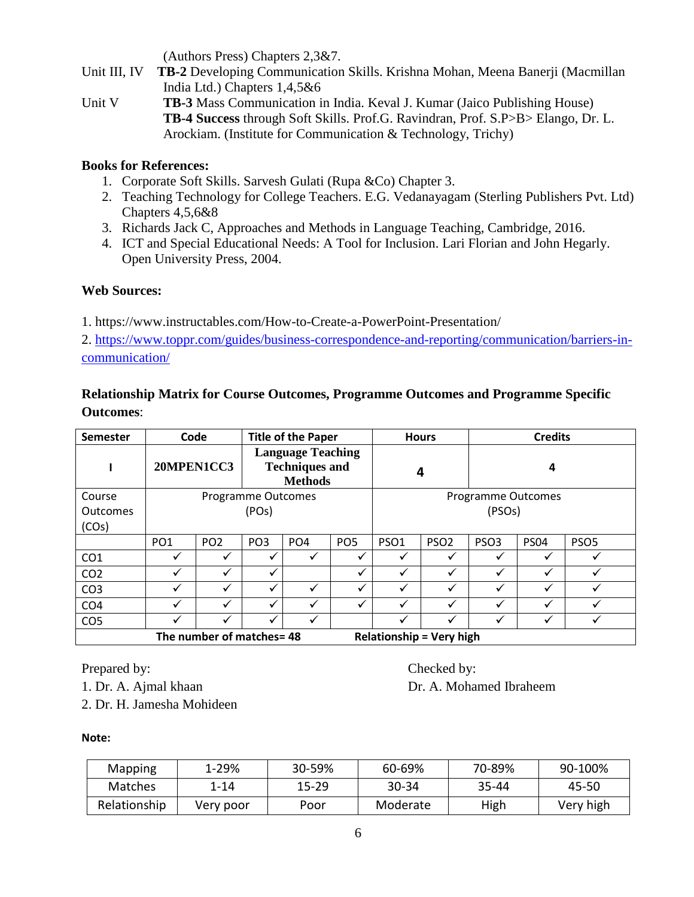(Authors Press) Chapters 2,3&7.

Unit III, IV **TB-2** Developing Communication Skills. Krishna Mohan, Meena Banerji (Macmillan India Ltd.) Chapters 1,4,5&6

Unit V **TB-3** Mass Communication in India. Keval J. Kumar (Jaico Publishing House)
**TB-4 Success** through Soft Skills. Prof.G. Ravindran, Prof. S.P>B> Elango, Dr. L. Arockiam. (Institute for Communication & Technology, Trichy)

**Books for References:**

1. Corporate Soft Skills. Sarvesh Gulati (Rupa &Co) Chapter 3.
2. Teaching Technology for College Teachers. E.G. Vedanayagam (Sterling Publishers Pvt. Ltd) Chapters 4,5,6&8
3. Richards Jack C, Approaches and Methods in Language Teaching, Cambridge, 2016.
4. ICT and Special Educational Needs: A Tool for Inclusion. Lari Florian and John Hegarly. Open University Press, 2004.

**Web Sources:**

1. https://www.instructables.com/How-to-Create-a-PowerPoint-Presentation/

2. https://www.toppr.com/guides/business-correspondence-and-reporting/communication/barriers-in-communication/

**Relationship Matrix for Course Outcomes, Programme Outcomes and Programme Specific Outcomes**:

| Semester | Code | | Title of the Paper | | Hours | | Credits | | |
|---|---|---|---|---|---|---|---|---|---|
| I | 20MPEN1CC3 | | **Language Teaching Techniques and Methods** | | 4 | | 4 | | |
| Course Outcomes (COs) | Programme Outcomes (POs) | | | | Programme Outcomes (PSOs) | | | | |
| | PO1 | PO2 | PO3 | PO4 | PO5 | PSO1 | PSO2 | PSO3 | PS04 | PSO5 |
| CO1 | ✓ | ✓ | ✓ | ✓ | ✓ | ✓ | ✓ | ✓ | ✓ | ✓ |
| CO2 | ✓ | ✓ | ✓ | | ✓ | ✓ | ✓ | ✓ | ✓ | ✓ |
| CO3 | ✓ | ✓ | ✓ | ✓ | ✓ | ✓ | ✓ | ✓ | ✓ | ✓ |
| CO4 | ✓ | ✓ | ✓ | ✓ | ✓ | ✓ | ✓ | ✓ | ✓ | ✓ |
| CO5 | ✓ | ✓ | ✓ | ✓ | | ✓ | ✓ | ✓ | ✓ | ✓ |
| **The number of matches= 48** | | | | | **Relationship = Very high** | | | | | |

Prepared by:
1. Dr. A. Ajmal khaan
2. Dr. H. Jamesha Mohideen

Checked by:
Dr. A. Mohamed Ibraheem

**Note:**

| Mapping | 1-29% | 30-59% | 60-69% | 70-89% | 90-100% |
|---|---|---|---|---|---|
| Matches | 1-14 | 15-29 | 30-34 | 35-44 | 45-50 |
| Relationship | Very poor | Poor | Moderate | High | Very high |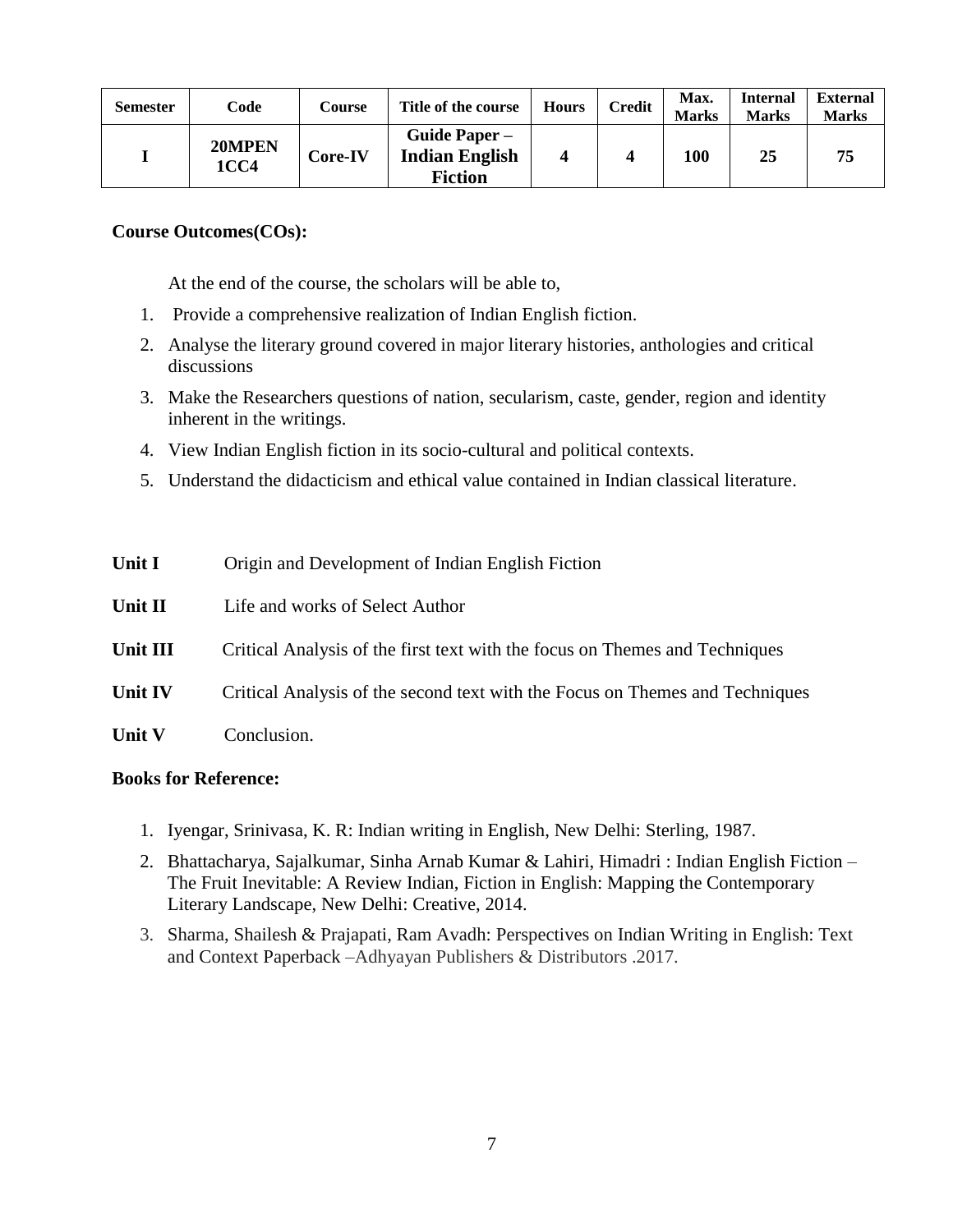| Semester | Code | Course | Title of the course | Hours | Credit | Max. Marks | Internal Marks | External Marks |
|---|---|---|---|---|---|---|---|---|
| I | 20MPEN 1CC4 | Core-IV | Guide Paper – Indian English Fiction | 4 | 4 | 100 | 25 | 75 |

**Course Outcomes(COs):**

At the end of the course, the scholars will be able to,

1. Provide a comprehensive realization of Indian English fiction.
2. Analyse the literary ground covered in major literary histories, anthologies and critical discussions
3. Make the Researchers questions of nation, secularism, caste, gender, region and identity inherent in the writings.
4. View Indian English fiction in its socio-cultural and political contexts.
5. Understand the didacticism and ethical value contained in Indian classical literature.

**Unit I** Origin and Development of Indian English Fiction

**Unit II** Life and works of Select Author

**Unit III** Critical Analysis of the first text with the focus on Themes and Techniques

**Unit IV** Critical Analysis of the second text with the Focus on Themes and Techniques

**Unit V** Conclusion.

**Books for Reference:**

1. Iyengar, Srinivasa, K. R: Indian writing in English, New Delhi: Sterling, 1987.
2. Bhattacharya, Sajalkumar, Sinha Arnab Kumar & Lahiri, Himadri : Indian English Fiction – The Fruit Inevitable: A Review Indian, Fiction in English: Mapping the Contemporary Literary Landscape, New Delhi: Creative, 2014.
3. Sharma, Shailesh & Prajapati, Ram Avadh: Perspectives on Indian Writing in English: Text and Context Paperback –Adhyayan Publishers & Distributors .2017.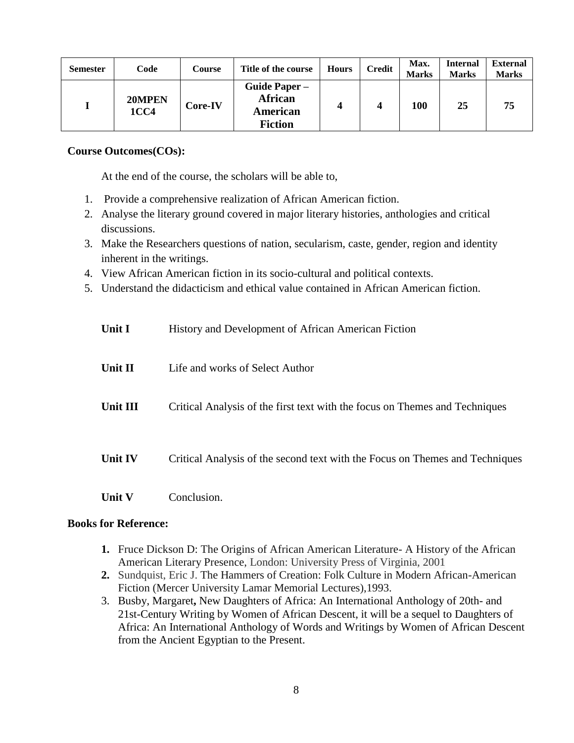| Semester | Code | Course | Title of the course | Hours | Credit | Max. Marks | Internal Marks | External Marks |
|---|---|---|---|---|---|---|---|---|
| **I** | **20MPEN 1CC4** | **Core-IV** | **Guide Paper – African American Fiction** | **4** | **4** | **100** | **25** | **75** |

**Course Outcomes(COs):**

At the end of the course, the scholars will be able to,

1. Provide a comprehensive realization of African American fiction.
2. Analyse the literary ground covered in major literary histories, anthologies and critical discussions.
3. Make the Researchers questions of nation, secularism, caste, gender, region and identity inherent in the writings.
4. View African American fiction in its socio-cultural and political contexts.
5. Understand the didacticism and ethical value contained in African American fiction.

**Unit I** History and Development of African American Fiction

**Unit II** Life and works of Select Author

**Unit III** Critical Analysis of the first text with the focus on Themes and Techniques

**Unit IV** Critical Analysis of the second text with the Focus on Themes and Techniques

**Unit V** Conclusion.

**Books for Reference:**

1. Fruce Dickson D: The Origins of African American Literature- A History of the African American Literary Presence, London: University Press of Virginia, 2001
2. Sundquist, Eric J. The Hammers of Creation: Folk Culture in Modern African-American Fiction (Mercer University Lamar Memorial Lectures),1993.
3. Busby, Margaret**,** New Daughters of Africa: An International Anthology of 20th- and 21st-Century Writing by Women of African Descent, it will be a sequel to Daughters of Africa: An International Anthology of Words and Writings by Women of African Descent from the Ancient Egyptian to the Present.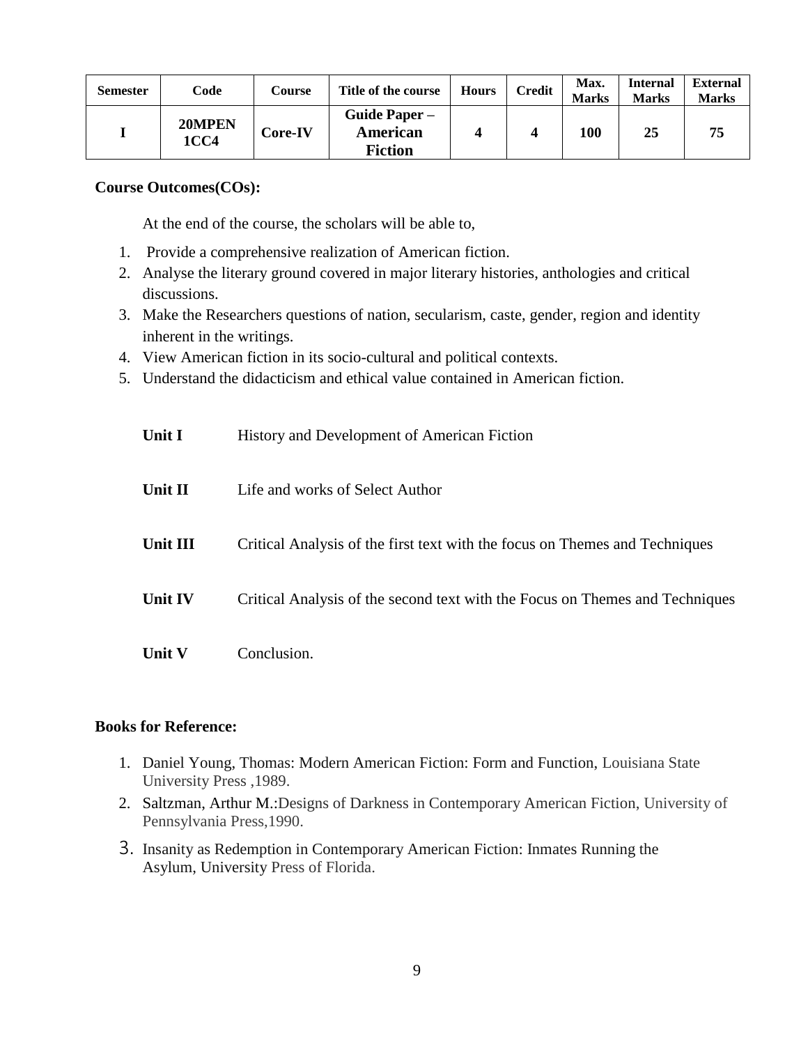| Semester | Code | Course | Title of the course | Hours | Credit | Max. Marks | Internal Marks | External Marks |
|---|---|---|---|---|---|---|---|---|
| I | 20MPEN 1CC4 | Core-IV | Guide Paper – American Fiction | 4 | 4 | 100 | 25 | 75 |

**Course Outcomes(COs):**

At the end of the course, the scholars will be able to,

1. Provide a comprehensive realization of American fiction.
2. Analyse the literary ground covered in major literary histories, anthologies and critical discussions.
3. Make the Researchers questions of nation, secularism, caste, gender, region and identity inherent in the writings.
4. View American fiction in its socio-cultural and political contexts.
5. Understand the didacticism and ethical value contained in American fiction.

**Unit I** History and Development of American Fiction

**Unit II** Life and works of Select Author

**Unit III** Critical Analysis of the first text with the focus on Themes and Techniques

**Unit IV** Critical Analysis of the second text with the Focus on Themes and Techniques

**Unit V** Conclusion.

**Books for Reference:**

1. Daniel Young, Thomas: Modern American Fiction: Form and Function, Louisiana State University Press ,1989.
2. Saltzman, Arthur M.:Designs of Darkness in Contemporary American Fiction, University of Pennsylvania Press,1990.
3. Insanity as Redemption in Contemporary American Fiction: Inmates Running the Asylum, University Press of Florida.